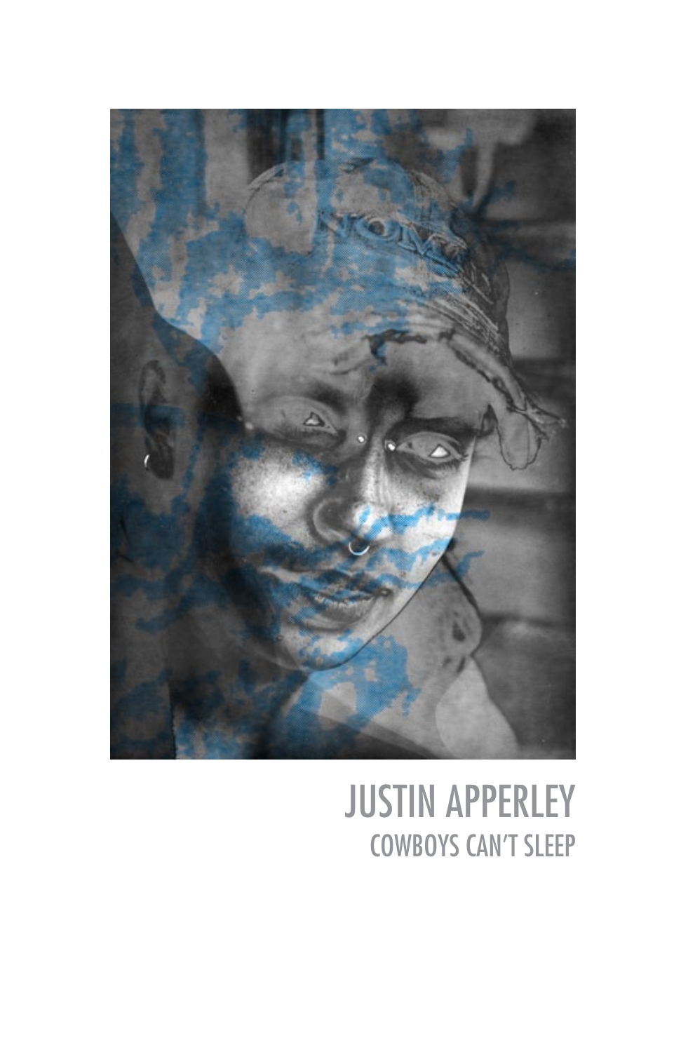# JUSTIN APPERLEY

## COWBOYS CAN'T SLEEP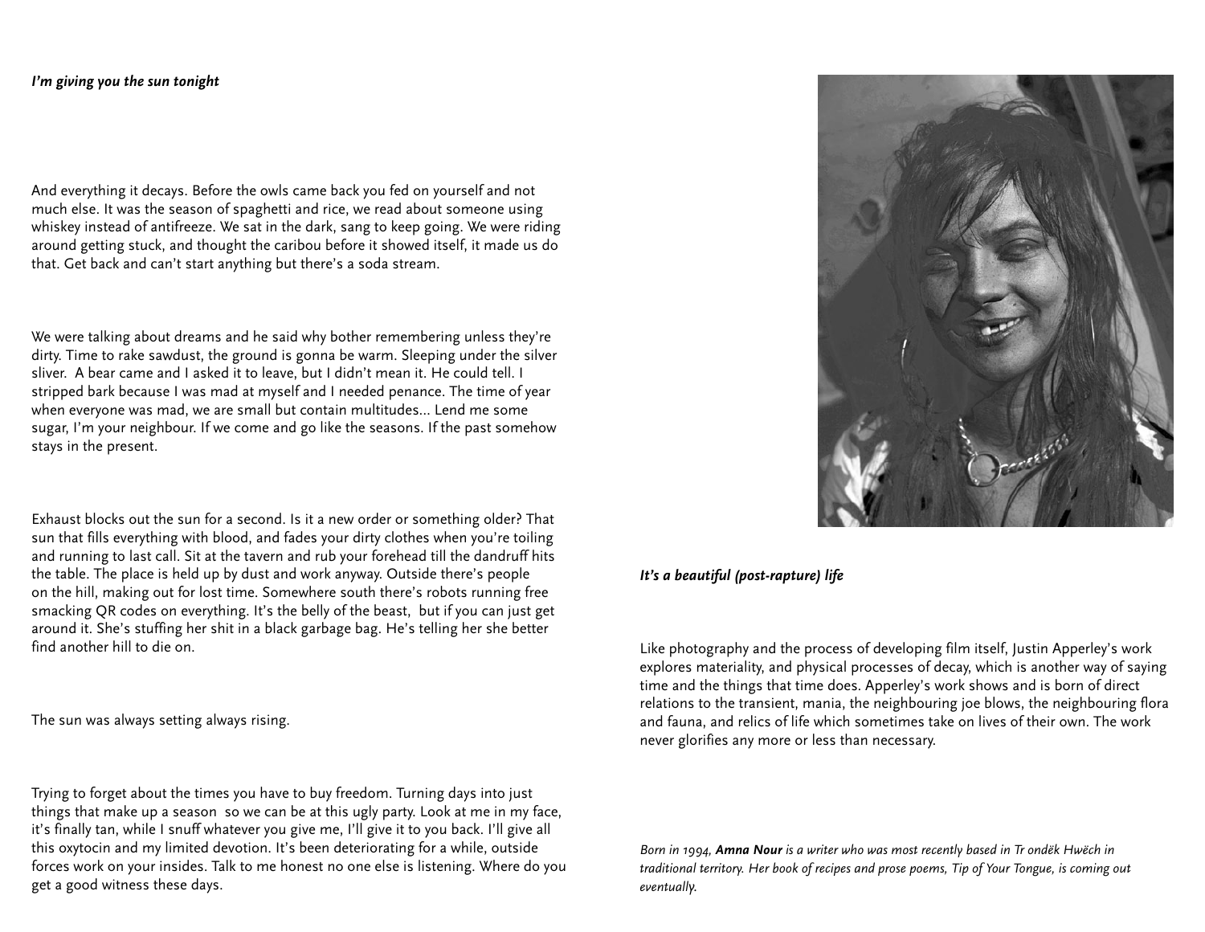*I'm giving you the sun tonight*

And everything it decays. Before the owls came back you fed on yourself and not much else. It was the season of spaghetti and rice, we read about someone using whiskey instead of antifreeze. We sat in the dark, sang to keep going. We were riding around getting stuck, and thought the caribou before it showed itself, it made us do that. Get back and can't start anything but there's a soda stream.

We were talking about dreams and he said why bother remembering unless they're dirty. Time to rake sawdust, the ground is gonna be warm. Sleeping under the silver sliver. A bear came and I asked it to leave, but I didn't mean it. He could tell. I stripped bark because I was mad at myself and I needed penance. The time of year when everyone was mad, we are small but contain multitudes... Lend me some sugar, I'm your neighbour. If we come and go like the seasons. If the past somehow stays in the present.

Exhaust blocks out the sun for a second. Is it a new order or something older? That sun that fills everything with blood, and fades your dirty clothes when you're toiling and running to last call. Sit at the tavern and rub your forehead till the dandruff hits the table. The place is held up by dust and work anyway. Outside there's people on the hill, making out for lost time. Somewhere south there's robots running free smacking QR codes on everything. It's the belly of the beast, but if you can just get around it. She's stuffing her shit in a black garbage bag. He's telling her she better find another hill to die on.

The sun was always setting always rising.

Trying to forget about the times you have to buy freedom. Turning days into just things that make up a season so we can be at this ugly party. Look at me in my face, it's finally tan, while I snuff whatever you give me, I'll give it to you back. I'll give all this oxytocin and my limited devotion. It's been deteriorating for a while, outside forces work on your insides. Talk to me honest no one else is listening. Where do you get a good witness these days.

*It's a beautiful (post-rapture) life*

Like photography and the process of developing film itself, Justin Apperley's work explores materiality, and physical processes of decay, which is another way of saying time and the things that time does. Apperley's work shows and is born of direct relations to the transient, mania, the neighbouring joe blows, the neighbouring flora and fauna, and relics of life which sometimes take on lives of their own. The work never glorifies any more or less than necessary.

*Born in 1994, **Amna Nour** is a writer who was most recently based in Tr ondëk Hwëch in traditional territory. Her book of recipes and prose poems, Tip of Your Tongue, is coming out eventually.*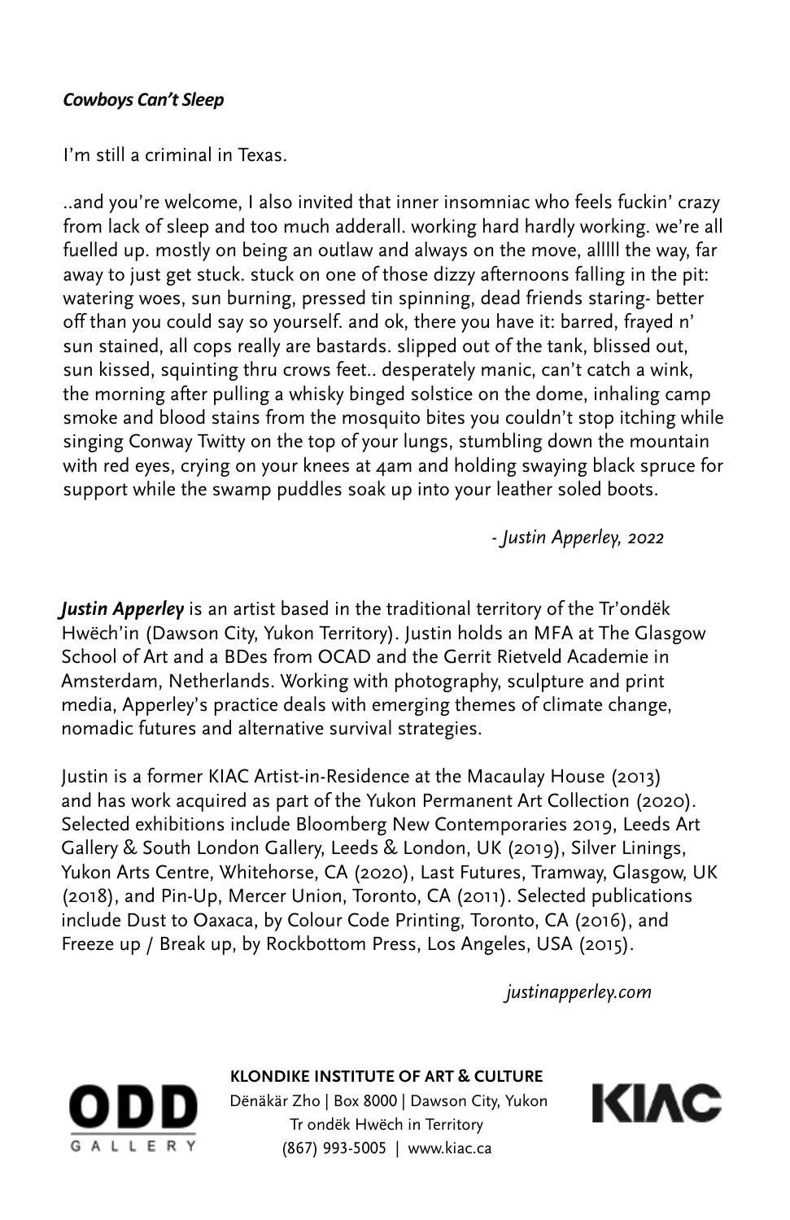***Cowboys Can't Sleep***

I'm still a criminal in Texas.

..and you're welcome, I also invited that inner insomniac who feels fuckin' crazy from lack of sleep and too much adderall. working hard hardly working. we're all fuelled up. mostly on being an outlaw and always on the move, alllll the way, far away to just get stuck. stuck on one of those dizzy afternoons falling in the pit: watering woes, sun burning, pressed tin spinning, dead friends staring- better off than you could say so yourself. and ok, there you have it: barred, frayed n' sun stained, all cops really are bastards. slipped out of the tank, blissed out, sun kissed, squinting thru crows feet.. desperately manic, can't catch a wink, the morning after pulling a whisky binged solstice on the dome, inhaling camp smoke and blood stains from the mosquito bites you couldn't stop itching while singing Conway Twitty on the top of your lungs, stumbling down the mountain with red eyes, crying on your knees at 4am and holding swaying black spruce for support while the swamp puddles soak up into your leather soled boots.

*- Justin Apperley, 2022*

***Justin Apperley*** is an artist based in the traditional territory of the Tr'ondëk Hwëch'in (Dawson City, Yukon Territory). Justin holds an MFA at The Glasgow School of Art and a BDes from OCAD and the Gerrit Rietveld Academie in Amsterdam, Netherlands. Working with photography, sculpture and print media, Apperley's practice deals with emerging themes of climate change, nomadic futures and alternative survival strategies.

Justin is a former KIAC Artist-in-Residence at the Macaulay House (2013) and has work acquired as part of the Yukon Permanent Art Collection (2020). Selected exhibitions include Bloomberg New Contemporaries 2019, Leeds Art Gallery & South London Gallery, Leeds & London, UK (2019), Silver Linings, Yukon Arts Centre, Whitehorse, CA (2020), Last Futures, Tramway, Glasgow, UK (2018), and Pin-Up, Mercer Union, Toronto, CA (2011). Selected publications include Dust to Oaxaca, by Colour Code Printing, Toronto, CA (2016), and Freeze up / Break up, by Rockbottom Press, Los Angeles, USA (2015).

*justinapperley.com*

ODD GALLERY

**KLONDIKE INSTITUTE OF ART & CULTURE**
Dënäkär Zho | Box 8000 | Dawson City, Yukon
Tr ondëk Hwëch in Territory
(867) 993-5005 | www.kiac.ca

KIAC